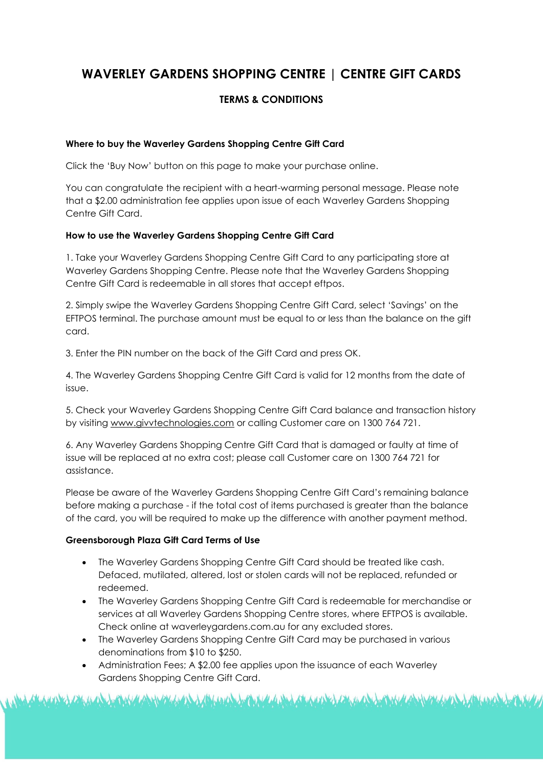# WAVERLEY GARDENS SHOPPING CENTRE | CENTRE GIFT CARDS

## TERMS & CONDITIONS

**Where to buy the Waverley Gardens Shopping Centre Gift Card**

Click the 'Buy Now' button on this page to make your purchase online.

You can congratulate the recipient with a heart-warming personal message. Please note that a $2.00 administration fee applies upon issue of each Waverley Gardens Shopping Centre Gift Card.

**How to use the Waverley Gardens Shopping Centre Gift Card**

1. Take your Waverley Gardens Shopping Centre Gift Card to any participating store at Waverley Gardens Shopping Centre. Please note that the Waverley Gardens Shopping Centre Gift Card is redeemable in all stores that accept eftpos.

2. Simply swipe the Waverley Gardens Shopping Centre Gift Card, select 'Savings' on the EFTPOS terminal. The purchase amount must be equal to or less than the balance on the gift card.

3. Enter the PIN number on the back of the Gift Card and press OK.

4. The Waverley Gardens Shopping Centre Gift Card is valid for 12 months from the date of issue.

5. Check your Waverley Gardens Shopping Centre Gift Card balance and transaction history by visiting www.givvtechnologies.com or calling Customer care on 1300 764 721.

6. Any Waverley Gardens Shopping Centre Gift Card that is damaged or faulty at time of issue will be replaced at no extra cost; please call Customer care on 1300 764 721 for assistance.

Please be aware of the Waverley Gardens Shopping Centre Gift Card's remaining balance before making a purchase - if the total cost of items purchased is greater than the balance of the card, you will be required to make up the difference with another payment method.

**Greensborough Plaza Gift Card Terms of Use**

- The Waverley Gardens Shopping Centre Gift Card should be treated like cash. Defaced, mutilated, altered, lost or stolen cards will not be replaced, refunded or redeemed.
- The Waverley Gardens Shopping Centre Gift Card is redeemable for merchandise or services at all Waverley Gardens Shopping Centre stores, where EFTPOS is available. Check online at waverleygardens.com.au for any excluded stores.
- The Waverley Gardens Shopping Centre Gift Card may be purchased in various denominations from $10 to $250.
- Administration Fees; A $2.00 fee applies upon the issuance of each Waverley Gardens Shopping Centre Gift Card.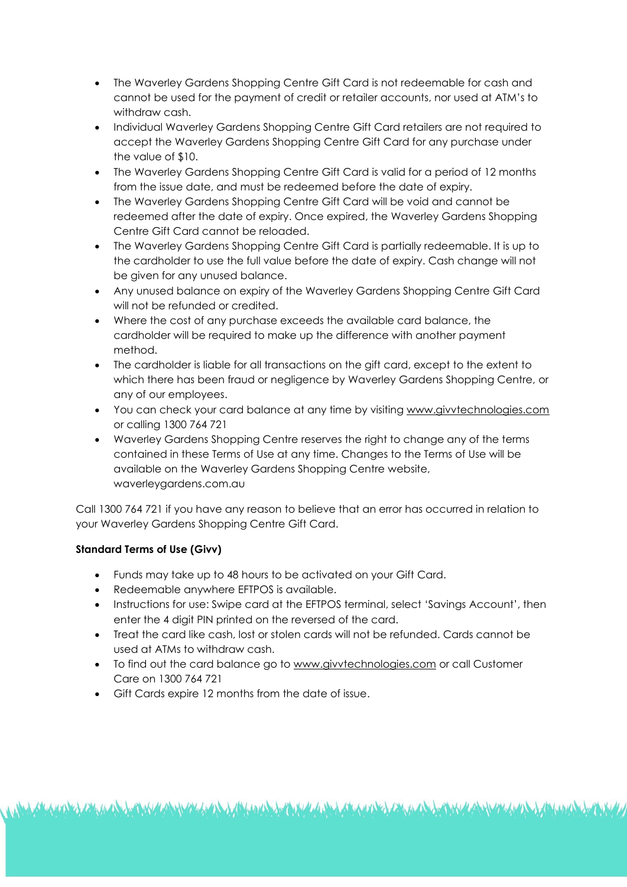- The Waverley Gardens Shopping Centre Gift Card is not redeemable for cash and cannot be used for the payment of credit or retailer accounts, nor used at ATM's to withdraw cash.
- Individual Waverley Gardens Shopping Centre Gift Card retailers are not required to accept the Waverley Gardens Shopping Centre Gift Card for any purchase under the value of $10.
- The Waverley Gardens Shopping Centre Gift Card is valid for a period of 12 months from the issue date, and must be redeemed before the date of expiry.
- The Waverley Gardens Shopping Centre Gift Card will be void and cannot be redeemed after the date of expiry. Once expired, the Waverley Gardens Shopping Centre Gift Card cannot be reloaded.
- The Waverley Gardens Shopping Centre Gift Card is partially redeemable. It is up to the cardholder to use the full value before the date of expiry. Cash change will not be given for any unused balance.
- Any unused balance on expiry of the Waverley Gardens Shopping Centre Gift Card will not be refunded or credited.
- Where the cost of any purchase exceeds the available card balance, the cardholder will be required to make up the difference with another payment method.
- The cardholder is liable for all transactions on the gift card, except to the extent to which there has been fraud or negligence by Waverley Gardens Shopping Centre, or any of our employees.
- You can check your card balance at any time by visiting www.givvtechnologies.com or calling 1300 764 721
- Waverley Gardens Shopping Centre reserves the right to change any of the terms contained in these Terms of Use at any time. Changes to the Terms of Use will be available on the Waverley Gardens Shopping Centre website, waverleygardens.com.au

Call 1300 764 721 if you have any reason to believe that an error has occurred in relation to your Waverley Gardens Shopping Centre Gift Card.

**Standard Terms of Use (Givv)**

- Funds may take up to 48 hours to be activated on your Gift Card.
- Redeemable anywhere EFTPOS is available.
- Instructions for use: Swipe card at the EFTPOS terminal, select 'Savings Account', then enter the 4 digit PIN printed on the reversed of the card.
- Treat the card like cash, lost or stolen cards will not be refunded. Cards cannot be used at ATMs to withdraw cash.
- To find out the card balance go to www.givvtechnologies.com or call Customer Care on 1300 764 721
- Gift Cards expire 12 months from the date of issue.